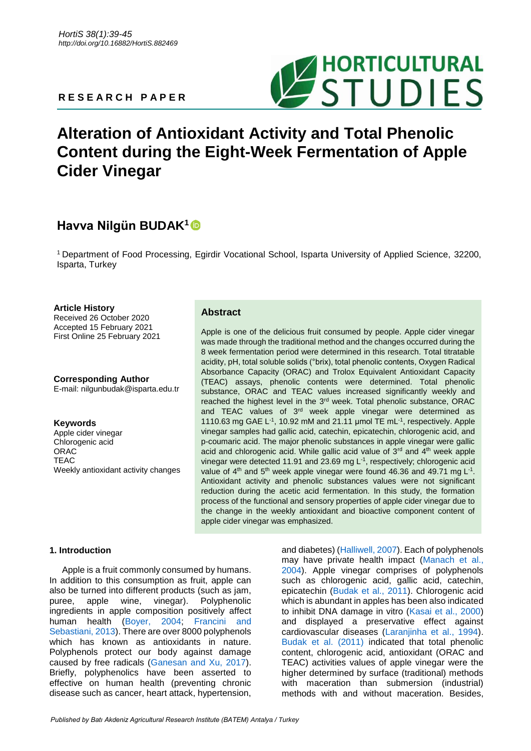RESEARCH PAPER

# Alteration of Antioxidant Activity and Total Phenolic Content during the Eight-Week Fermentation of Apple Cider Vinegar

## Havva Nilgün BUDAK[1]

[1] Department of Food Processing, Egirdir Vocational School, Isparta University of Applied Science, 32200, Isparta, Turkey

**Article History**
Received 26 October 2020
Accepted 15 February 2021
First Online 25 February 2021

**Corresponding Author**
E-mail: nilgunbudak@isparta.edu.tr

**Keywords**
Apple cider vinegar
Chlorogenic acid
ORAC
TEAC
Weekly antioxidant activity changes

## Abstract

Apple is one of the delicious fruit consumed by people. Apple cider vinegar was made through the traditional method and the changes occurred during the 8 week fermentation period were determined in this research. Total titratable acidity, pH, total soluble solids (°brix), total phenolic contents, Oxygen Radical Absorbance Capacity (ORAC) and Trolox Equivalent Antioxidant Capacity (TEAC) assays, phenolic contents were determined. Total phenolic substance, ORAC and TEAC values increased significantly weekly and reached the highest level in the 3rd week. Total phenolic substance, ORAC and TEAC values of 3rd week apple vinegar were determined as 1110.63 mg GAE $L^{-1}$, 10.92 mM and 21.11 µmol TE $mL^{-1}$, respectively. Apple vinegar samples had gallic acid, catechin, epicatechin, chlorogenic acid, and p-coumaric acid. The major phenolic substances in apple vinegar were gallic acid and chlorogenic acid. While gallic acid value of 3rd and 4th week apple vinegar were detected 11.91 and 23.69 mg $L^{-1}$, respectively; chlorogenic acid value of 4th and 5th week apple vinegar were found 46.36 and 49.71 mg $L^{-1}$. Antioxidant activity and phenolic substances values were not significant reduction during the acetic acid fermentation. In this study, the formation process of the functional and sensory properties of apple cider vinegar due to the change in the weekly antioxidant and bioactive component content of apple cider vinegar was emphasized.

## 1. Introduction

Apple is a fruit commonly consumed by humans. In addition to this consumption as fruit, apple can also be turned into different products (such as jam, puree, apple wine, vinegar). Polyphenolic ingredients in apple composition positively affect human health (Boyer, 2004; Francini and Sebastiani, 2013). There are over 8000 polyphenols which has known as antioxidants in nature. Polyphenols protect our body against damage caused by free radicals (Ganesan and Xu, 2017). Briefly, polyphenolics have been asserted to effective on human health (preventing chronic disease such as cancer, heart attack, hypertension, and diabetes) (Halliwell, 2007). Each of polyphenols may have private health impact (Manach et al., 2004). Apple vinegar comprises of polyphenols such as chlorogenic acid, gallic acid, catechin, epicatechin (Budak et al., 2011). Chlorogenic acid which is abundant in apples has been also indicated to inhibit DNA damage in vitro (Kasai et al., 2000) and displayed a preservative effect against cardiovascular diseases (Laranjinha et al., 1994). Budak et al. (2011) indicated that total phenolic content, chlorogenic acid, antioxidant (ORAC and TEAC) activities values of apple vinegar were the higher determined by surface (traditional) methods with maceration than submersion (industrial) methods with and without maceration. Besides,

*Published by Batı Akdeniz Agricultural Research Institute (BATEM) Antalya / Turkey*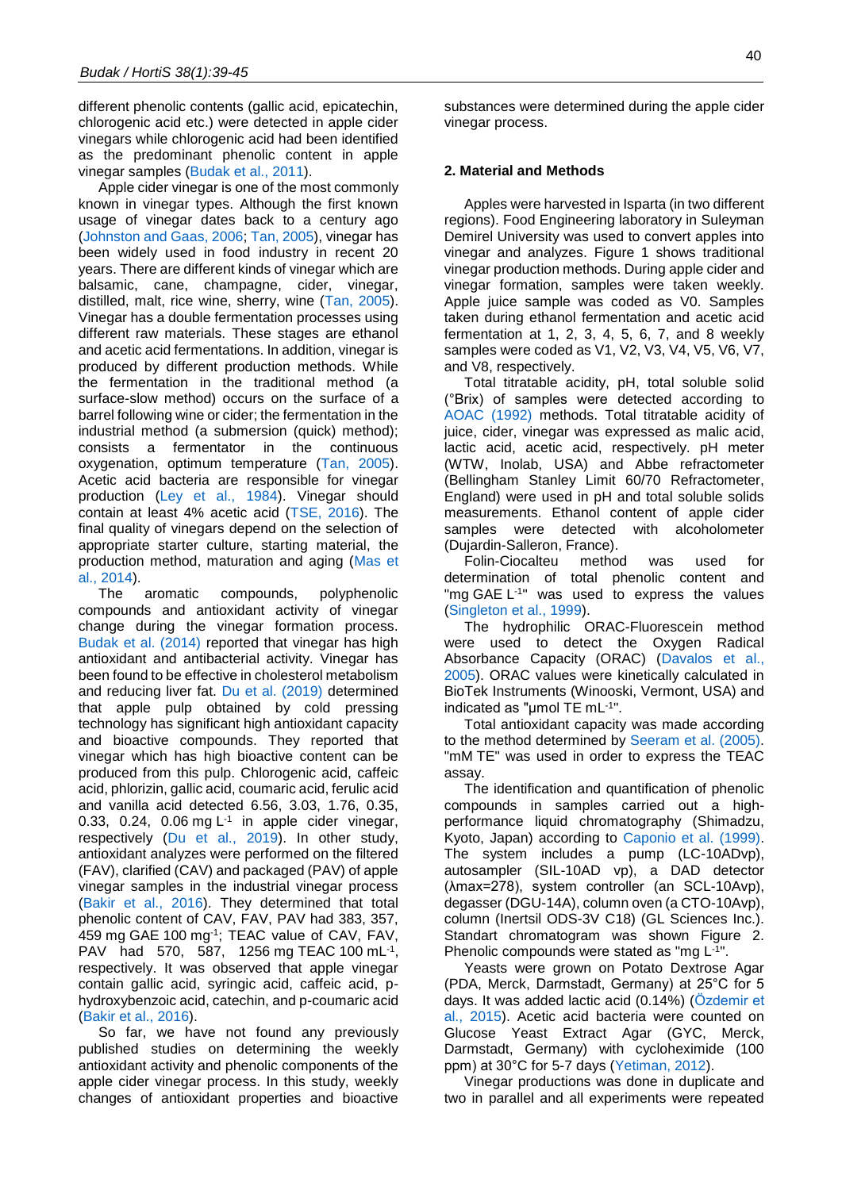different phenolic contents (gallic acid, epicatechin, chlorogenic acid etc.) were detected in apple cider vinegars while chlorogenic acid had been identified as the predominant phenolic content in apple vinegar samples (Budak et al., 2011).

Apple cider vinegar is one of the most commonly known in vinegar types. Although the first known usage of vinegar dates back to a century ago (Johnston and Gaas, 2006; Tan, 2005), vinegar has been widely used in food industry in recent 20 years. There are different kinds of vinegar which are balsamic, cane, champagne, cider, vinegar, distilled, malt, rice wine, sherry, wine (Tan, 2005). Vinegar has a double fermentation processes using different raw materials. These stages are ethanol and acetic acid fermentations. In addition, vinegar is produced by different production methods. While the fermentation in the traditional method (a surface-slow method) occurs on the surface of a barrel following wine or cider; the fermentation in the industrial method (a submersion (quick) method); consists a fermentator in the continuous oxygenation, optimum temperature (Tan, 2005). Acetic acid bacteria are responsible for vinegar production (Ley et al., 1984). Vinegar should contain at least 4% acetic acid (TSE, 2016). The final quality of vinegars depend on the selection of appropriate starter culture, starting material, the production method, maturation and aging (Mas et al., 2014).

The aromatic compounds, polyphenolic compounds and antioxidant activity of vinegar change during the vinegar formation process. Budak et al. (2014) reported that vinegar has high antioxidant and antibacterial activity. Vinegar has been found to be effective in cholesterol metabolism and reducing liver fat. Du et al. (2019) determined that apple pulp obtained by cold pressing technology has significant high antioxidant capacity and bioactive compounds. They reported that vinegar which has high bioactive content can be produced from this pulp. Chlorogenic acid, caffeic acid, phlorizin, gallic acid, coumaric acid, ferulic acid and vanilla acid detected 6.56, 3.03, 1.76, 0.35, 0.33, 0.24, 0.06 mg $L^{-1}$ in apple cider vinegar, respectively (Du et al., 2019). In other study, antioxidant analyzes were performed on the filtered (FAV), clarified (CAV) and packaged (PAV) of apple vinegar samples in the industrial vinegar process (Bakir et al., 2016). They determined that total phenolic content of CAV, FAV, PAV had 383, 357, 459 mg GAE 100 $mg^{-1}$; TEAC value of CAV, FAV, PAV had 570, 587, 1256 mg TEAC 100 $mL^{-1}$, respectively. It was observed that apple vinegar contain gallic acid, syringic acid, caffeic acid, p-hydroxybenzoic acid, catechin, and p-coumaric acid (Bakir et al., 2016).

So far, we have not found any previously published studies on determining the weekly antioxidant activity and phenolic components of the apple cider vinegar process. In this study, weekly changes of antioxidant properties and bioactive substances were determined during the apple cider vinegar process.

## 2. Material and Methods

Apples were harvested in Isparta (in two different regions). Food Engineering laboratory in Suleyman Demirel University was used to convert apples into vinegar and analyzes. Figure 1 shows traditional vinegar production methods. During apple cider and vinegar formation, samples were taken weekly. Apple juice sample was coded as V0. Samples taken during ethanol fermentation and acetic acid fermentation at 1, 2, 3, 4, 5, 6, 7, and 8 weekly samples were coded as V1, V2, V3, V4, V5, V6, V7, and V8, respectively.

Total titratable acidity, pH, total soluble solid (°Brix) of samples were detected according to AOAC (1992) methods. Total titratable acidity of juice, cider, vinegar was expressed as malic acid, lactic acid, acetic acid, respectively. pH meter (WTW, Inolab, USA) and Abbe refractometer (Bellingham Stanley Limit 60/70 Refractometer, England) were used in pH and total soluble solids measurements. Ethanol content of apple cider samples were detected with alcoholometer (Dujardin-Salleron, France).

Folin-Ciocalteu method was used for determination of total phenolic content and "mg GAE $L^{-1}$" was used to express the values (Singleton et al., 1999).

The hydrophilic ORAC-Fluorescein method were used to detect the Oxygen Radical Absorbance Capacity (ORAC) (Davalos et al., 2005). ORAC values were kinetically calculated in BioTek Instruments (Winooski, Vermont, USA) and indicated as "μmol TE $mL^{-1}$".

Total antioxidant capacity was made according to the method determined by Seeram et al. (2005). "mM TE" was used in order to express the TEAC assay.

The identification and quantification of phenolic compounds in samples carried out a high-performance liquid chromatography (Shimadzu, Kyoto, Japan) according to Caponio et al. (1999). The system includes a pump (LC-10ADvp), autosampler (SIL-10AD vp), a DAD detector (λmax=278), system controller (an SCL-10Avp), degasser (DGU-14A), column oven (a CTO-10Avp), column (Inertsil ODS-3V C18) (GL Sciences Inc.). Standart chromatogram was shown Figure 2. Phenolic compounds were stated as "mg $L^{-1}$".

Yeasts were grown on Potato Dextrose Agar (PDA, Merck, Darmstadt, Germany) at 25°C for 5 days. It was added lactic acid (0.14%) (Özdemir et al., 2015). Acetic acid bacteria were counted on Glucose Yeast Extract Agar (GYC, Merck, Darmstadt, Germany) with cycloheximide (100 ppm) at 30°C for 5-7 days (Yetiman, 2012).

Vinegar productions was done in duplicate and two in parallel and all experiments were repeated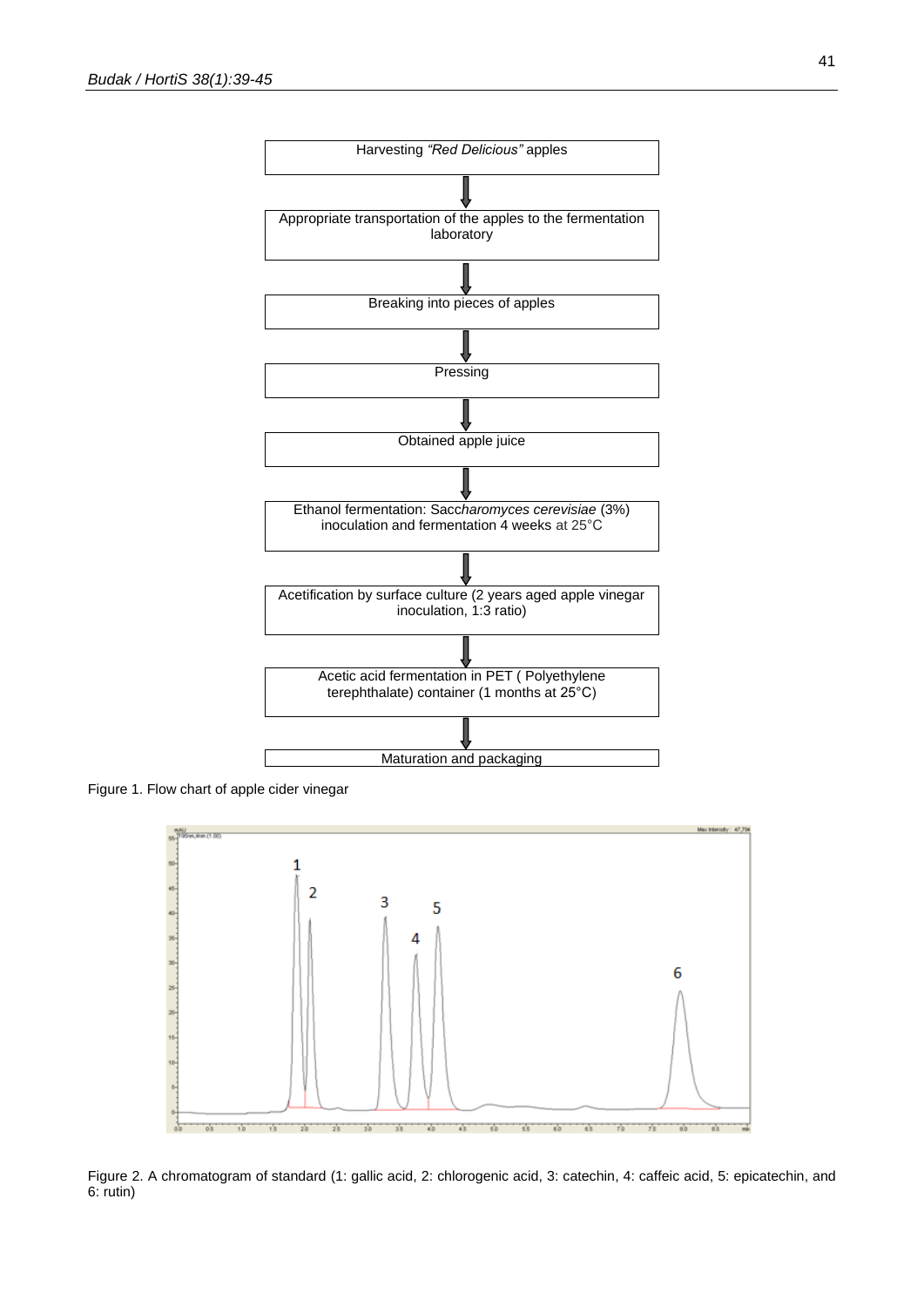Harvesting *"Red Delicious"* apples

↓

Appropriate transportation of the apples to the fermentation laboratory

↓

Breaking into pieces of apples

↓

Pressing

↓

Obtained apple juice

↓

Ethanol fermentation: *Saccharomyces cerevisiae* (3%) inoculation and fermentation 4 weeks at 25°C

↓

Acetification by surface culture (2 years aged apple vinegar inoculation, 1:3 ratio)

↓

Acetic acid fermentation in PET ( Polyethylene terephthalate) container (1 months at 25°C)

↓

Maturation and packaging

Figure 1. Flow chart of apple cider vinegar

Figure 2. A chromatogram of standard (1: gallic acid, 2: chlorogenic acid, 3: catechin, 4: caffeic acid, 5: epicatechin, and 6: rutin)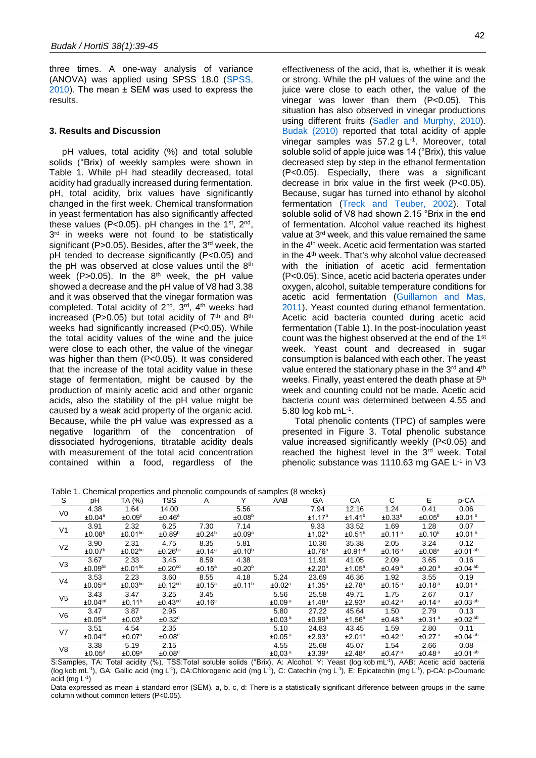three times. A one-way analysis of variance (ANOVA) was applied using SPSS 18.0 (SPSS, 2010). The mean ± SEM was used to express the results.

### 3. Results and Discussion

pH values, total acidity (%) and total soluble solids (°Brix) of weekly samples were shown in Table 1. While pH had steadily decreased, total acidity had gradually increased during fermentation. pH, total acidity, brix values have significantly changed in the first week. Chemical transformation in yeast fermentation has also significantly affected these values ($P<0.05$). pH changes in the 1st, 2nd, 3rd in weeks were not found to be statistically significant ($P>0.05$). Besides, after the 3rd week, the pH tended to decrease significantly ($P<0.05$) and the pH was observed at close values until the 8th week ($P>0.05$). In the 8th week, the pH value showed a decrease and the pH value of V8 had 3.38 and it was observed that the vinegar formation was completed. Total acidity of 2nd, 3rd, 4th weeks had increased ($P>0.05$) but total acidity of 7th and 8th weeks had significantly increased ($P<0.05$). While the total acidity values of the wine and the juice were close to each other, the value of the vinegar was higher than them ($P<0.05$). It was considered that the increase of the total acidity value in these stage of fermentation, might be caused by the production of mainly acetic acid and other organic acids, also the stability of the pH value might be caused by a weak acid property of the organic acid. Because, while the pH value was expressed as a negative logarithm of the concentration of dissociated hydrogenions, titratable acidity deals with measurement of the total acid concentration contained within a food, regardless of the effectiveness of the acid, that is, whether it is weak or strong. While the pH values of the wine and the juice were close to each other, the value of the vinegar was lower than them ($P<0.05$). This situation has also observed in vinegar productions using different fruits (Sadler and Murphy, 2010). Budak (2010) reported that total acidity of apple vinegar samples was 57.2 g $L^{-1}$. Moreover, total soluble solid of apple juice was 14 (°Brix), this value decreased step by step in the ethanol fermentation ($P<0.05$). Especially, there was a significant decrease in brix value in the first week ($P<0.05$). Because, sugar has turned into ethanol by alcohol fermentation (Treck and Teuber, 2002). Total soluble solid of V8 had shown 2.15 °Brix in the end of fermentation. Alcohol value reached its highest value at 3rd week, and this value remained the same in the 4th week. Acetic acid fermentation was started in the 4th week. That's why alcohol value decreased with the initiation of acetic acid fermentation ($P<0.05$). Since, acetic acid bacteria operates under oxygen, alcohol, suitable temperature conditions for acetic acid fermentation (Guillamon and Mas, 2011). Yeast counted during ethanol fermentation. Acetic acid bacteria counted during acetic acid fermentation (Table 1). In the post-inoculation yeast count was the highest observed at the end of the 1st week. Yeast count and decreased in sugar consumption is balanced with each other. The yeast value entered the stationary phase in the 3rd and 4th weeks. Finally, yeast entered the death phase at 5th week and counting could not be made. Acetic acid bacteria count was determined between 4.55 and 5.80 log kob $mL^{-1}$.

Total phenolic contents (TPC) of samples were presented in Figure 3. Total phenolic substance value increased significantly weekly ($P<0.05$) and reached the highest level in the 3rd week. Total phenolic substance was 1110.63 mg GAE $L^{-1}$ in V3

Table 1. Chemical properties and phenolic compounds of samples (8 weeks)

| S | pH | TA (%) | TSS | A | Y | AAB | GA | CA | C | E | p-CA |
|---|---|---|---|---|---|---|---|---|---|---|---|
| V0 | 4.38 ±0.04$^{a}$ | 1.64 ±0.09$^{c}$ | 14.00 ±0.46$^{a}$ | | 5.56 ±0.08$^{b}$ | | 7.94 ±1.17$^{b}$ | 12.16 ±1.41$^{b}$ | 1.24 ±0.33$^{a}$ | 0.41 ±0.05$^{b}$ | 0.06 ±0.01$^{b}$ |
| V1 | 3.91 ±0.08$^{b}$ | 2.32 ±0.01$^{bc}$ | 6.25 ±0.89$^{b}$ | 7.30 ±0.24$^{b}$ | 7.14 ±0.09$^{a}$ | | 9.33 ±1.02$^{b}$ | 33.52 ±0.51$^{b}$ | 1.69 ±0.11$^{a}$ | 1.28 ±0.10$^{b}$ | 0.07 ±0.01$^{b}$ |
| V2 | 3.90 ±0.07$^{b}$ | 2.31 ±0.02$^{bc}$ | 4.75 ±0.26$^{bc}$ | 8.35 ±0.14$^{a}$ | 5.81 ±0.10$^{b}$ | | 10.36 ±0.76$^{b}$ | 35.38 ±0.91$^{ab}$ | 2.05 ±0.16$^{a}$ | 3.24 ±0.08$^{a}$ | 0.12 ±0.01$^{ab}$ |
| V3 | 3.67 ±0.09$^{bc}$ | 2.33 ±0.01$^{bc}$ | 3.45 ±0.20$^{cd}$ | 8.59 ±0.15$^{a}$ | 4.38 ±0.20$^{b}$ | | 11.91 ±2.20$^{b}$ | 41.05 ±1.05$^{a}$ | 2.09 ±0.49$^{a}$ | 3.65 ±0.20$^{a}$ | 0.16 ±0.04$^{ab}$ |
| V4 | 3.53 ±0.05$^{cd}$ | 2.23 ±0.03$^{bc}$ | 3.60 ±0.12$^{cd}$ | 8.55 ±0.15$^{a}$ | 4.18 ±0.11$^{b}$ | 5.24 ±0.02$^{a}$ | 23.69 ±1.35$^{a}$ | 46.36 ±2.78$^{a}$ | 1.92 ±0.15$^{a}$ | 3.55 ±0.18$^{a}$ | 0.19 ±0.01$^{a}$ |
| V5 | 3.43 ±0.04$^{cd}$ | 3.47 ±0.11$^{b}$ | 3.25 ±0.43$^{cd}$ | 3.45 ±0.16$^{c}$ | | 5.56 ±0.09$^{a}$ | 25.58 ±1.48$^{a}$ | 49.71 ±2.93$^{a}$ | 1.75 ±0.42$^{a}$ | 2.67 ±0.14$^{a}$ | 0.17 ±0.03$^{ab}$ |
| V6 | 3.47 ±0.05$^{cd}$ | 3.87 ±0.03$^{b}$ | 2.95 ±0.32$^{d}$ | | | 5.80 ±0.03$^{a}$ | 27.22 ±0.99$^{a}$ | 45.64 ±1.56$^{a}$ | 1.50 ±0.48$^{a}$ | 2.79 ±0.31$^{a}$ | 0.13 ±0.02$^{ab}$ |
| V7 | 3.51 ±0.04$^{cd}$ | 4.54 ±0.07$^{a}$ | 2.35 ±0.08$^{d}$ | | | 5.10 ±0.05$^{a}$ | 24.83 ±2.93$^{a}$ | 43.45 ±2.01$^{a}$ | 1.59 ±0.42$^{a}$ | 2.80 ±0.27$^{a}$ | 0.11 ±0.04$^{ab}$ |
| V8 | 3.38 ±0.05$^{d}$ | 5.19 ±0.09$^{a}$ | 2.15 ±0.08$^{d}$ | | | 4.55 ±0,03$^{a}$ | 25.68 ±3.39$^{a}$ | 45.07 ±2.48$^{a}$ | 1.54 ±0.47$^{a}$ | 2.66 ±0.48$^{a}$ | 0.08 ±0.01$^{ab}$ |

S:Samples, TA: Total acidity (%), TSS:Total soluble solids (°Brix), A: Alcohol, Y: Yeast (log kob $mL^{-1}$), AAB: Acetic acid bacteria (log kob $mL^{-1}$), GA: Gallic acid (mg $L^{-1}$), CA:Chlorogenic acid (mg $L^{-1}$), C: Catechin (mg $L^{-1}$), E: Epicatechin (mg $L^{-1}$), p-CA: p-Coumaric acid (mg $L^{-1}$)

Data expressed as mean ± standard error (SEM). a, b, c, d: There is a statistically significant difference between groups in the same column without common letters ($P<0.05$).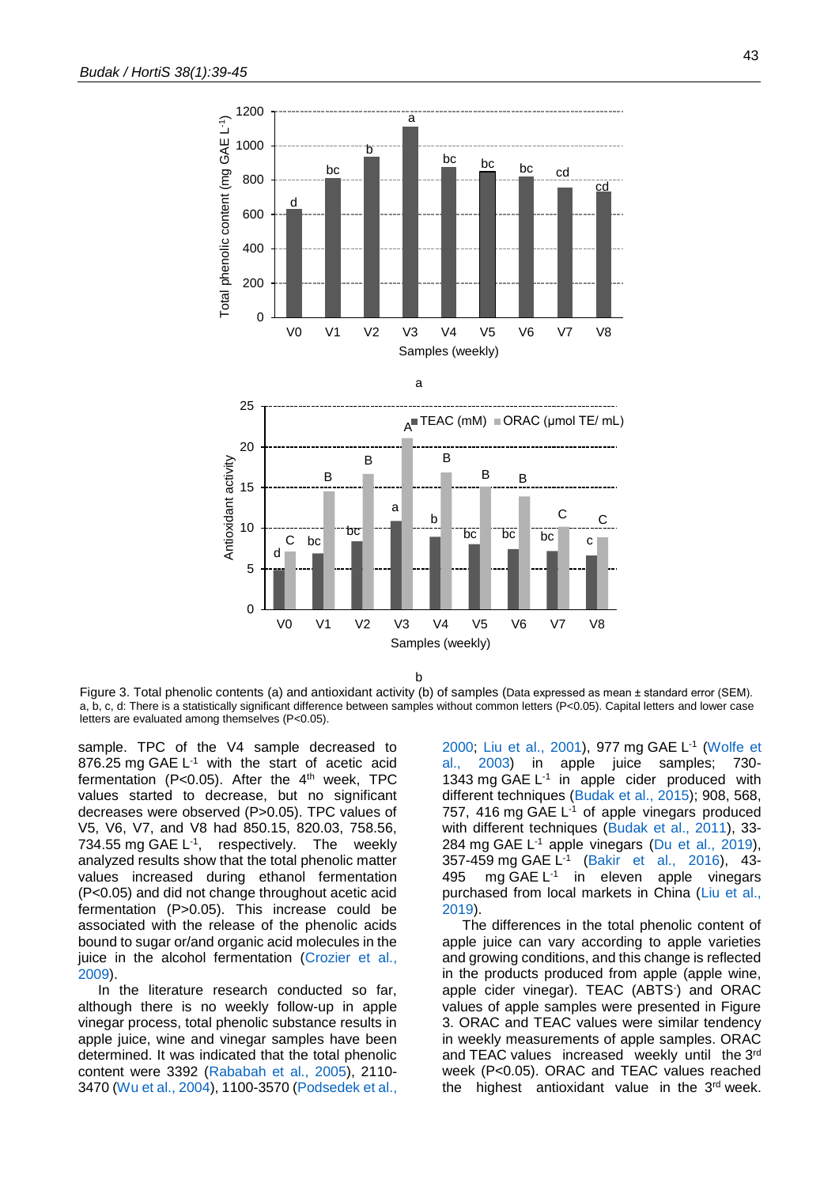Figure 3. Total phenolic contents (a) and antioxidant activity (b) of samples (Data expressed as mean ± standard error (SEM). a, b, c, d: There is a statistically significant difference between samples without common letters ($P<0.05$). Capital letters and lower case letters are evaluated among themselves ($P<0.05$).

sample. TPC of the V4 sample decreased to 876.25 mg GAE $L^{-1}$ with the start of acetic acid fermentation ($P<0.05$). After the 4th week, TPC values started to decrease, but no significant decreases were observed ($P>0.05$). TPC values of V5, V6, V7, and V8 had 850.15, 820.03, 758.56, 734.55 mg GAE $L^{-1}$, respectively. The weekly analyzed results show that the total phenolic matter values increased during ethanol fermentation ($P<0.05$) and did not change throughout acetic acid fermentation ($P>0.05$). This increase could be associated with the release of the phenolic acids bound to sugar or/and organic acid molecules in the juice in the alcohol fermentation (Crozier et al., 2009).

In the literature research conducted so far, although there is no weekly follow-up in apple vinegar process, total phenolic substance results in apple juice, wine and vinegar samples have been determined. It was indicated that the total phenolic content were 3392 (Rababah et al., 2005), 2110-3470 (Wu et al., 2004), 1100-3570 (Podsedek et al., 2000; Liu et al., 2001), 977 mg GAE $L^{-1}$ (Wolfe et al., 2003) in apple juice samples; 730-1343 mg GAE $L^{-1}$ in apple cider produced with different techniques (Budak et al., 2015); 908, 568, 757, 416 mg GAE $L^{-1}$ of apple vinegars produced with different techniques (Budak et al., 2011), 33-284 mg GAE $L^{-1}$ apple vinegars (Du et al., 2019), 357-459 mg GAE $L^{-1}$ (Bakir et al., 2016), 43-495 mg GAE $L^{-1}$ in eleven apple vinegars purchased from local markets in China (Liu et al., 2019).

The differences in the total phenolic content of apple juice can vary according to apple varieties and growing conditions, and this change is reflected in the products produced from apple (apple wine, apple cider vinegar). TEAC ($ABTS^{-}$) and ORAC values of apple samples were presented in Figure 3. ORAC and TEAC values were similar tendency in weekly measurements of apple samples. ORAC and TEAC values increased weekly until the 3rd week ($P<0.05$). ORAC and TEAC values reached the highest antioxidant value in the 3rd week.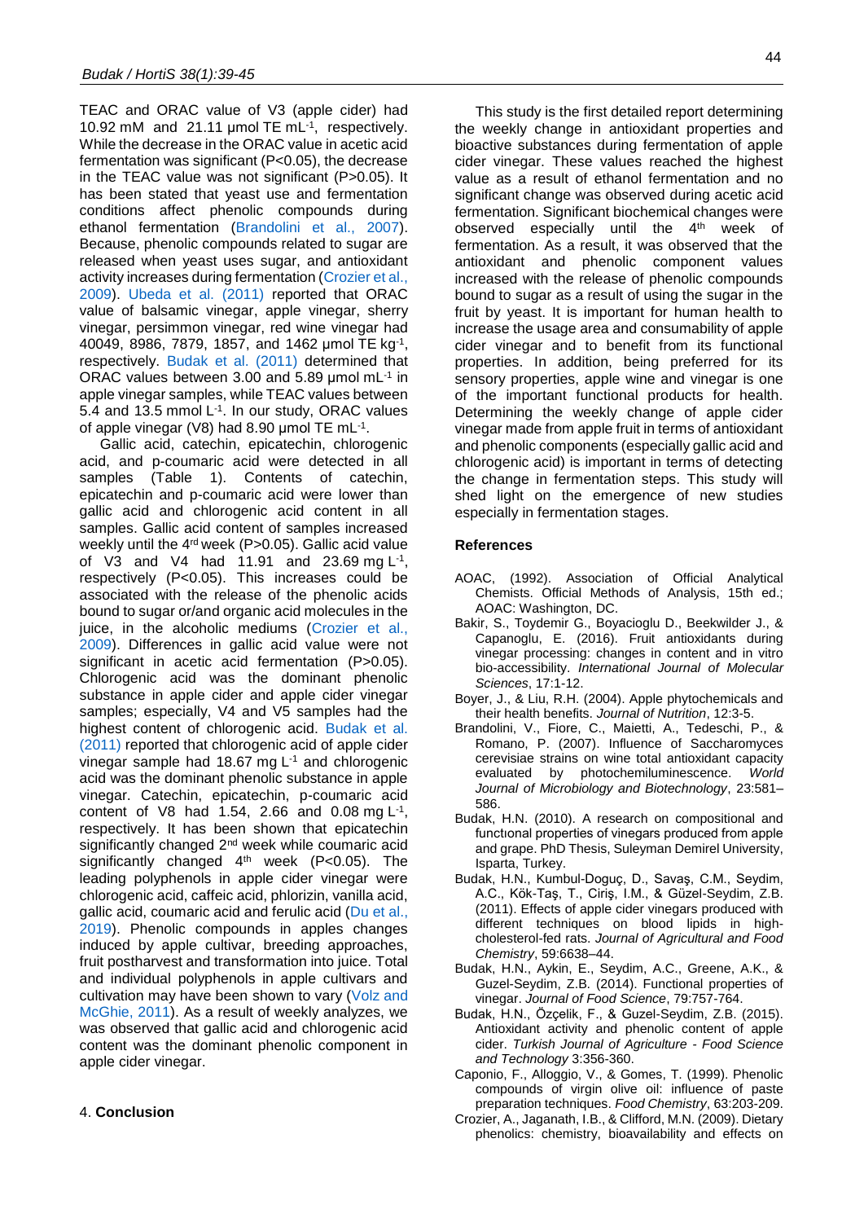TEAC and ORAC value of V3 (apple cider) had 10.92 mM and 21.11 µmol TE $mL^{-1}$, respectively. While the decrease in the ORAC value in acetic acid fermentation was significant (P<0.05), the decrease in the TEAC value was not significant (P>0.05). It has been stated that yeast use and fermentation conditions affect phenolic compounds during ethanol fermentation (Brandolini et al., 2007). Because, phenolic compounds related to sugar are released when yeast uses sugar, and antioxidant activity increases during fermentation (Crozier et al., 2009). Ubeda et al. (2011) reported that ORAC value of balsamic vinegar, apple vinegar, sherry vinegar, persimmon vinegar, red wine vinegar had 40049, 8986, 7879, 1857, and 1462 µmol TE $kg^{-1}$, respectively. Budak et al. (2011) determined that ORAC values between 3.00 and 5.89 µmol $mL^{-1}$ in apple vinegar samples, while TEAC values between 5.4 and 13.5 mmol $L^{-1}$. In our study, ORAC values of apple vinegar (V8) had 8.90 µmol TE $mL^{-1}$.

Gallic acid, catechin, epicatechin, chlorogenic acid, and p-coumaric acid were detected in all samples (Table 1). Contents of catechin, epicatechin and p-coumaric acid were lower than gallic acid and chlorogenic acid content in all samples. Gallic acid content of samples increased weekly until the 4$^{rd}$ week (P>0.05). Gallic acid value of V3 and V4 had 11.91 and 23.69 mg $L^{-1}$, respectively (P<0.05). This increases could be associated with the release of the phenolic acids bound to sugar or/and organic acid molecules in the juice, in the alcoholic mediums (Crozier et al., 2009). Differences in gallic acid value were not significant in acetic acid fermentation (P>0.05). Chlorogenic acid was the dominant phenolic substance in apple cider and apple cider vinegar samples; especially, V4 and V5 samples had the highest content of chlorogenic acid. Budak et al. (2011) reported that chlorogenic acid of apple cider vinegar sample had 18.67 mg $L^{-1}$ and chlorogenic acid was the dominant phenolic substance in apple vinegar. Catechin, epicatechin, p-coumaric acid content of V8 had 1.54, 2.66 and 0.08 mg $L^{-1}$, respectively. It has been shown that epicatechin significantly changed 2$^{nd}$ week while coumaric acid significantly changed 4$^{th}$ week (P<0.05). The leading polyphenols in apple cider vinegar were chlorogenic acid, caffeic acid, phlorizin, vanilla acid, gallic acid, coumaric acid and ferulic acid (Du et al., 2019). Phenolic compounds in apples changes induced by apple cultivar, breeding approaches, fruit postharvest and transformation into juice. Total and individual polyphenols in apple cultivars and cultivation may have been shown to vary (Volz and McGhie, 2011). As a result of weekly analyzes, we was observed that gallic acid and chlorogenic acid content was the dominant phenolic component in apple cider vinegar.

## 4. Conclusion

This study is the first detailed report determining the weekly change in antioxidant properties and bioactive substances during fermentation of apple cider vinegar. These values reached the highest value as a result of ethanol fermentation and no significant change was observed during acetic acid fermentation. Significant biochemical changes were observed especially until the 4$^{th}$ week of fermentation. As a result, it was observed that the antioxidant and phenolic component values increased with the release of phenolic compounds bound to sugar as a result of using the sugar in the fruit by yeast. It is important for human health to increase the usage area and consumability of apple cider vinegar and to benefit from its functional properties. In addition, being preferred for its sensory properties, apple wine and vinegar is one of the important functional products for health. Determining the weekly change of apple cider vinegar made from apple fruit in terms of antioxidant and phenolic components (especially gallic acid and chlorogenic acid) is important in terms of detecting the change in fermentation steps. This study will shed light on the emergence of new studies especially in fermentation stages.

## References

AOAC, (1992). Association of Official Analytical Chemists. Official Methods of Analysis, 15th ed.; AOAC: Washington, DC.

Bakir, S., Toydemir G., Boyacioglu D., Beekwilder J., & Capanoglu, E. (2016). Fruit antioxidants during vinegar processing: changes in content and in vitro bio-accessibility. *International Journal of Molecular Sciences*, 17:1-12.

Boyer, J., & Liu, R.H. (2004). Apple phytochemicals and their health benefits. *Journal of Nutrition*, 12:3-5.

Brandolini, V., Fiore, C., Maietti, A., Tedeschi, P., & Romano, P. (2007). Influence of Saccharomyces cerevisiae strains on wine total antioxidant capacity evaluated by photochemiluminescence. *World Journal of Microbiology and Biotechnology*, 23:581–586.

Budak, H.N. (2010). A research on compositional and functıonal properties of vinegars produced from apple and grape. PhD Thesis, Suleyman Demirel University, Isparta, Turkey.

Budak, H.N., Kumbul-Doguç, D., Savaş, C.M., Seydim, A.C., Kök-Taş, T., Ciriş, I.M., & Güzel-Seydim, Z.B. (2011). Effects of apple cider vinegars produced with different techniques on blood lipids in high-cholesterol-fed rats. *Journal of Agricultural and Food Chemistry*, 59:6638–44.

Budak, H.N., Aykin, E., Seydim, A.C., Greene, A.K., & Guzel-Seydim, Z.B. (2014). Functional properties of vinegar. *Journal of Food Science*, 79:757-764.

Budak, H.N., Özçelik, F., & Guzel-Seydim, Z.B. (2015). Antioxidant activity and phenolic content of apple cider. *Turkish Journal of Agriculture - Food Science and Technology* 3:356-360.

Caponio, F., Alloggio, V., & Gomes, T. (1999). Phenolic compounds of virgin olive oil: influence of paste preparation techniques. *Food Chemistry*, 63:203-209.

Crozier, A., Jaganath, I.B., & Clifford, M.N. (2009). Dietary phenolics: chemistry, bioavailability and effects on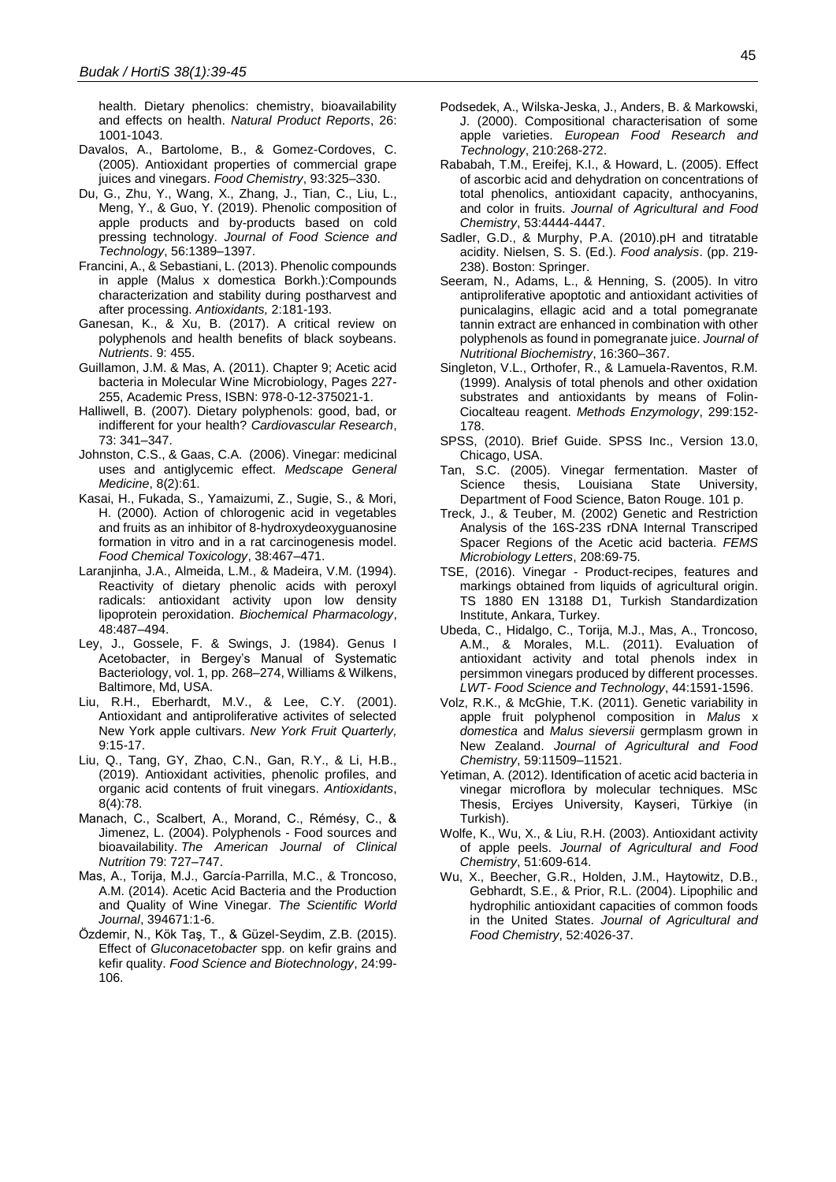health. Dietary phenolics: chemistry, bioavailability and effects on health. *Natural Product Reports*, 26: 1001-1043.

Davalos, A., Bartolome, B., & Gomez-Cordoves, C. (2005). Antioxidant properties of commercial grape juices and vinegars. *Food Chemistry*, 93:325–330.

Du, G., Zhu, Y., Wang, X., Zhang, J., Tian, C., Liu, L., Meng, Y., & Guo, Y. (2019). Phenolic composition of apple products and by-products based on cold pressing technology. *Journal of Food Science and Technology*, 56:1389–1397.

Francini, A., & Sebastiani, L. (2013). Phenolic compounds in apple (Malus x domestica Borkh.):Compounds characterization and stability during postharvest and after processing. *Antioxidants,* 2:181-193.

Ganesan, K., & Xu, B. (2017). A critical review on polyphenols and health benefits of black soybeans. *Nutrients*. 9: 455.

Guillamon, J.M. & Mas, A. (2011). Chapter 9; Acetic acid bacteria in Molecular Wine Microbiology, Pages 227-255, Academic Press, ISBN: 978-0-12-375021-1.

Halliwell, B. (2007). Dietary polyphenols: good, bad, or indifferent for your health? *Cardiovascular Research*, 73: 341–347.

Johnston, C.S., & Gaas, C.A. (2006). Vinegar: medicinal uses and antiglycemic effect. *Medscape General Medicine*, 8(2):61.

Kasai, H., Fukada, S., Yamaizumi, Z., Sugie, S., & Mori, H. (2000). Action of chlorogenic acid in vegetables and fruits as an inhibitor of 8-hydroxydeoxyguanosine formation in vitro and in a rat carcinogenesis model. *Food Chemical Toxicology*, 38:467–471.

Laranjinha, J.A., Almeida, L.M., & Madeira, V.M. (1994). Reactivity of dietary phenolic acids with peroxyl radicals: antioxidant activity upon low density lipoprotein peroxidation. *Biochemical Pharmacology*, 48:487–494.

Ley, J., Gossele, F. & Swings, J. (1984). Genus I Acetobacter, in Bergey's Manual of Systematic Bacteriology, vol. 1, pp. 268–274, Williams & Wilkens, Baltimore, Md, USA.

Liu, R.H., Eberhardt, M.V., & Lee, C.Y. (2001). Antioxidant and antiproliferative activites of selected New York apple cultivars. *New York Fruit Quarterly,* 9:15-17.

Liu, Q., Tang, GY, Zhao, C.N., Gan, R.Y., & Li, H.B., (2019). Antioxidant activities, phenolic profiles, and organic acid contents of fruit vinegars. *Antioxidants*, 8(4):78.

Manach, C., Scalbert, A., Morand, C., Rémésy, C., & Jimenez, L. (2004). Polyphenols - Food sources and bioavailability. *The American Journal of Clinical Nutrition* 79: 727–747.

Mas, A., Torija, M.J., García-Parrilla, M.C., & Troncoso, A.M. (2014). Acetic Acid Bacteria and the Production and Quality of Wine Vinegar. *The Scientific World Journal*, 394671:1-6.

Özdemir, N., Kök Taş, T., & Güzel-Seydim, Z.B. (2015). Effect of *Gluconacetobacter* spp. on kefir grains and kefir quality. *Food Science and Biotechnology*, 24:99-106.

Podsedek, A., Wilska-Jeska, J., Anders, B. & Markowski, J. (2000). Compositional characterisation of some apple varieties. *European Food Research and Technology*, 210:268-272.

Rababah, T.M., Ereifej, K.I., & Howard, L. (2005). Effect of ascorbic acid and dehydration on concentrations of total phenolics, antioxidant capacity, anthocyanins, and color in fruits. *Journal of Agricultural and Food Chemistry*, 53:4444-4447.

Sadler, G.D., & Murphy, P.A. (2010).pH and titratable acidity. Nielsen, S. S. (Ed.). *Food analysis*. (pp. 219-238). Boston: Springer.

Seeram, N., Adams, L., & Henning, S. (2005). In vitro antiproliferative apoptotic and antioxidant activities of punicalagins, ellagic acid and a total pomegranate tannin extract are enhanced in combination with other polyphenols as found in pomegranate juice. *Journal of Nutritional Biochemistry*, 16:360–367.

Singleton, V.L., Orthofer, R., & Lamuela-Raventos, R.M. (1999). Analysis of total phenols and other oxidation substrates and antioxidants by means of Folin-Ciocalteau reagent. *Methods Enzymology*, 299:152-178.

SPSS, (2010). Brief Guide. SPSS Inc., Version 13.0, Chicago, USA.

Tan, S.C. (2005). Vinegar fermentation. Master of Science thesis, Louisiana State University, Department of Food Science, Baton Rouge. 101 p.

Treck, J., & Teuber, M. (2002) Genetic and Restriction Analysis of the 16S-23S rDNA Internal Transcriped Spacer Regions of the Acetic acid bacteria. *FEMS Microbiology Letters*, 208:69-75.

TSE, (2016). Vinegar - Product-recipes, features and markings obtained from liquids of agricultural origin. TS 1880 EN 13188 D1, Turkish Standardization Institute, Ankara, Turkey.

Ubeda, C., Hidalgo, C., Torija, M.J., Mas, A., Troncoso, A.M., & Morales, M.L. (2011). Evaluation of antioxidant activity and total phenols index in persimmon vinegars produced by different processes. *LWT- Food Science and Technology*, 44:1591-1596.

Volz, R.K., & McGhie, T.K. (2011). Genetic variability in apple fruit polyphenol composition in *Malus* x *domestica* and *Malus sieversii* germplasm grown in New Zealand. *Journal of Agricultural and Food Chemistry*, 59:11509–11521.

Yetiman, A. (2012). Identification of acetic acid bacteria in vinegar microflora by molecular techniques. MSc Thesis, Erciyes University, Kayseri, Türkiye (in Turkish).

Wolfe, K., Wu, X., & Liu, R.H. (2003). Antioxidant activity of apple peels. *Journal of Agricultural and Food Chemistry*, 51:609-614.

Wu, X., Beecher, G.R., Holden, J.M., Haytowitz, D.B., Gebhardt, S.E., & Prior, R.L. (2004). Lipophilic and hydrophilic antioxidant capacities of common foods in the United States. *Journal of Agricultural and Food Chemistry*, 52:4026-37.